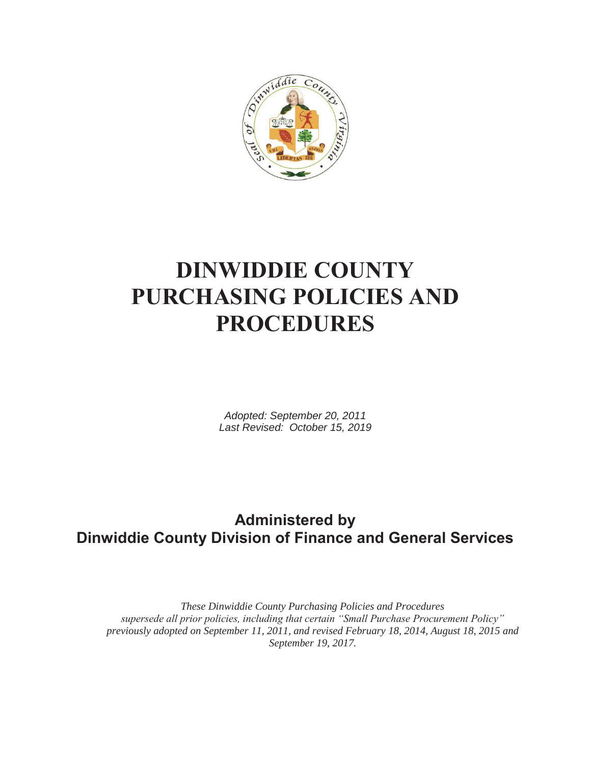# DINWIDDIE COUNTY PURCHASING POLICIES AND PROCEDURES

*Adopted: September 20, 2011*
*Last Revised: October 15, 2019*

## Administered by Dinwiddie County Division of Finance and General Services

*These Dinwiddie County Purchasing Policies and Procedures supersede all prior policies, including that certain "Small Purchase Procurement Policy" previously adopted on September 11, 2011, and revised February 18, 2014, August 18, 2015 and September 19, 2017.*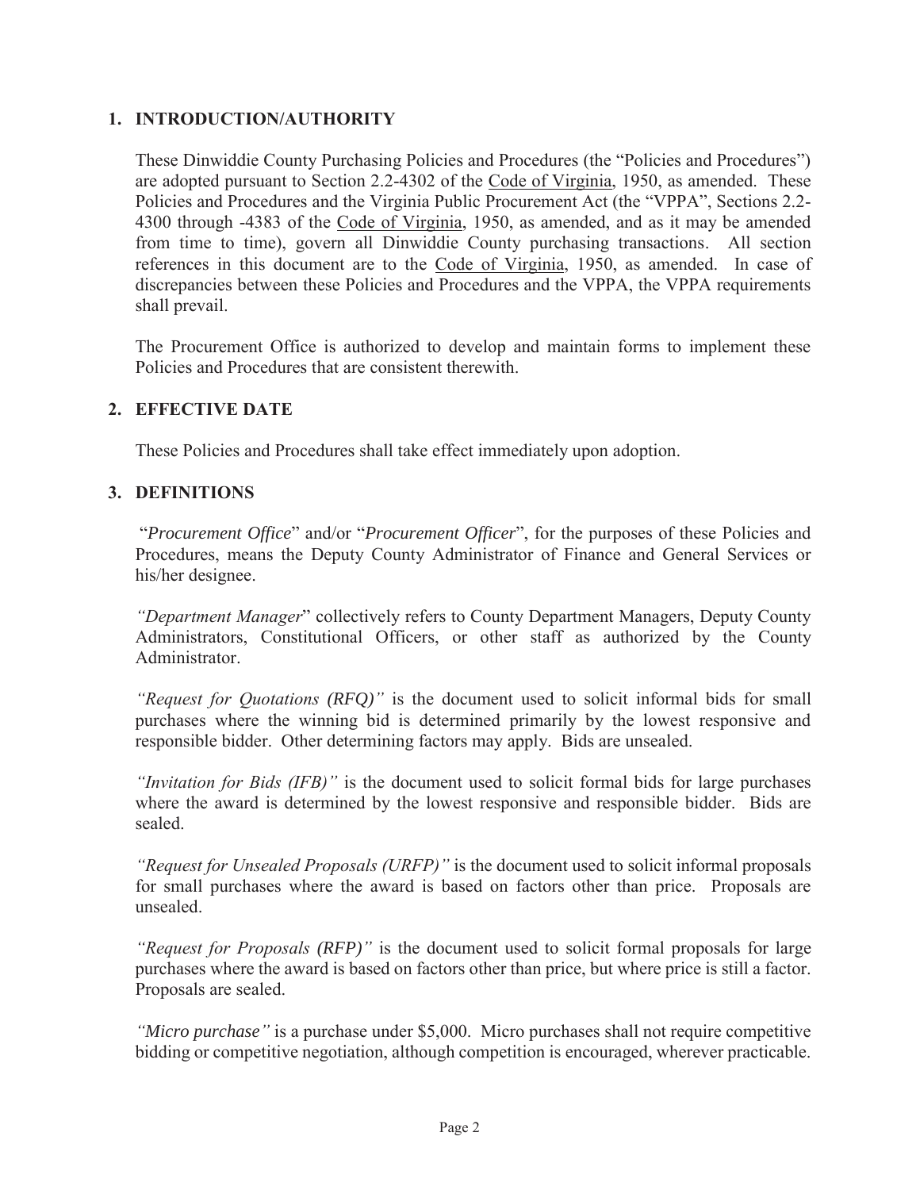## 1. INTRODUCTION/AUTHORITY

These Dinwiddie County Purchasing Policies and Procedures (the "Policies and Procedures") are adopted pursuant to Section 2.2-4302 of the Code of Virginia, 1950, as amended. These Policies and Procedures and the Virginia Public Procurement Act (the "VPPA", Sections 2.2-4300 through -4383 of the Code of Virginia, 1950, as amended, and as it may be amended from time to time), govern all Dinwiddie County purchasing transactions. All section references in this document are to the Code of Virginia, 1950, as amended. In case of discrepancies between these Policies and Procedures and the VPPA, the VPPA requirements shall prevail.

The Procurement Office is authorized to develop and maintain forms to implement these Policies and Procedures that are consistent therewith.

## 2. EFFECTIVE DATE

These Policies and Procedures shall take effect immediately upon adoption.

## 3. DEFINITIONS

"*Procurement Office*" and/or "*Procurement Officer*", for the purposes of these Policies and Procedures, means the Deputy County Administrator of Finance and General Services or his/her designee.

*"Department Manager*" collectively refers to County Department Managers, Deputy County Administrators, Constitutional Officers, or other staff as authorized by the County Administrator.

*"Request for Quotations (RFQ)"* is the document used to solicit informal bids for small purchases where the winning bid is determined primarily by the lowest responsive and responsible bidder. Other determining factors may apply. Bids are unsealed.

*"Invitation for Bids (IFB)"* is the document used to solicit formal bids for large purchases where the award is determined by the lowest responsive and responsible bidder. Bids are sealed.

*"Request for Unsealed Proposals (URFP)"* is the document used to solicit informal proposals for small purchases where the award is based on factors other than price. Proposals are unsealed.

*"Request for Proposals (RFP)"* is the document used to solicit formal proposals for large purchases where the award is based on factors other than price, but where price is still a factor. Proposals are sealed.

*"Micro purchase"* is a purchase under $5,000. Micro purchases shall not require competitive bidding or competitive negotiation, although competition is encouraged, wherever practicable.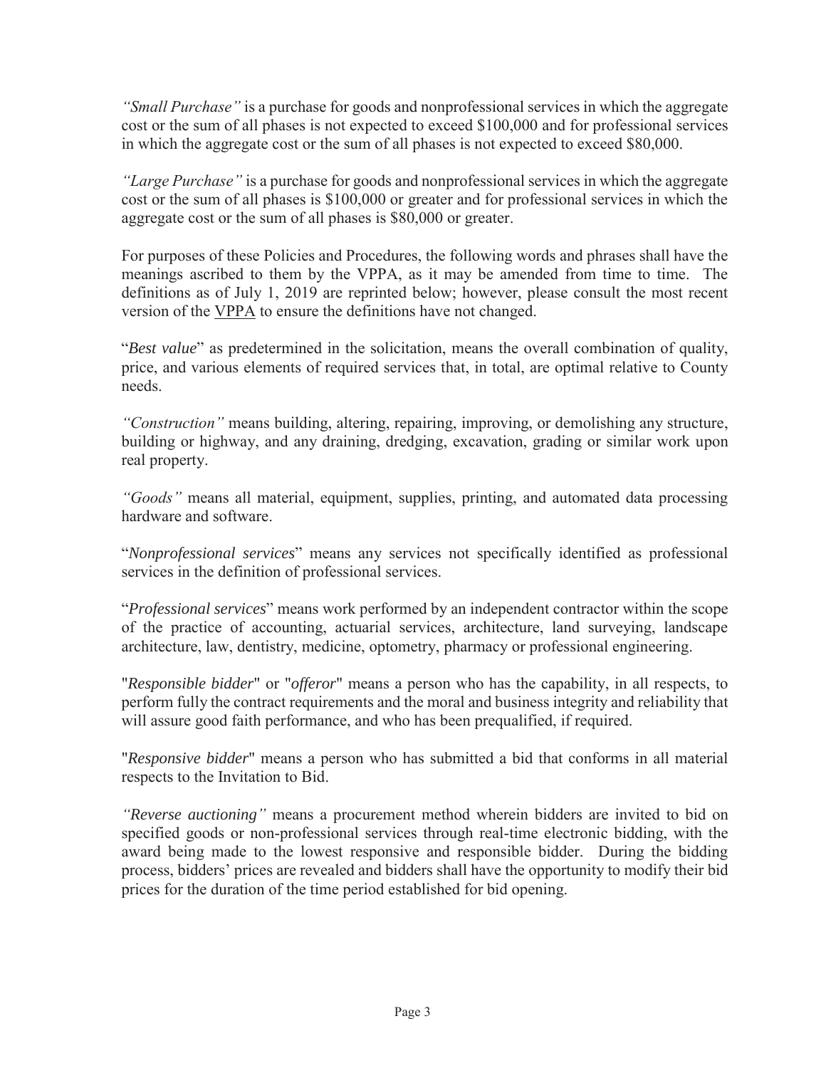*"Small Purchase"* is a purchase for goods and nonprofessional services in which the aggregate cost or the sum of all phases is not expected to exceed $100,000 and for professional services in which the aggregate cost or the sum of all phases is not expected to exceed $80,000.

*"Large Purchase"* is a purchase for goods and nonprofessional services in which the aggregate cost or the sum of all phases is $100,000 or greater and for professional services in which the aggregate cost or the sum of all phases is $80,000 or greater.

For purposes of these Policies and Procedures, the following words and phrases shall have the meanings ascribed to them by the VPPA, as it may be amended from time to time. The definitions as of July 1, 2019 are reprinted below; however, please consult the most recent version of the VPPA to ensure the definitions have not changed.

"*Best value*" as predetermined in the solicitation, means the overall combination of quality, price, and various elements of required services that, in total, are optimal relative to County needs.

*"Construction"* means building, altering, repairing, improving, or demolishing any structure, building or highway, and any draining, dredging, excavation, grading or similar work upon real property.

*"Goods"* means all material, equipment, supplies, printing, and automated data processing hardware and software.

"*Nonprofessional services*" means any services not specifically identified as professional services in the definition of professional services.

"*Professional services*" means work performed by an independent contractor within the scope of the practice of accounting, actuarial services, architecture, land surveying, landscape architecture, law, dentistry, medicine, optometry, pharmacy or professional engineering.

"*Responsible bidder*" or "*offeror*" means a person who has the capability, in all respects, to perform fully the contract requirements and the moral and business integrity and reliability that will assure good faith performance, and who has been prequalified, if required.

"*Responsive bidder*" means a person who has submitted a bid that conforms in all material respects to the Invitation to Bid.

*"Reverse auctioning"* means a procurement method wherein bidders are invited to bid on specified goods or non-professional services through real-time electronic bidding, with the award being made to the lowest responsive and responsible bidder. During the bidding process, bidders' prices are revealed and bidders shall have the opportunity to modify their bid prices for the duration of the time period established for bid opening.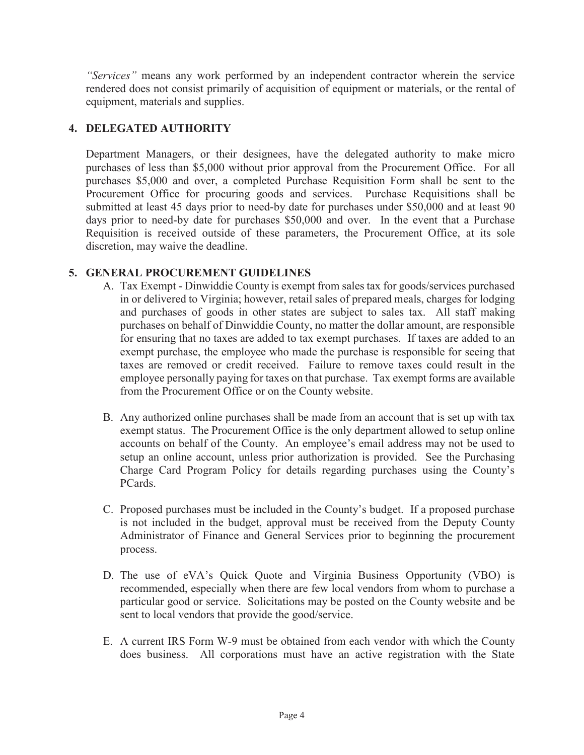*"Services"* means any work performed by an independent contractor wherein the service rendered does not consist primarily of acquisition of equipment or materials, or the rental of equipment, materials and supplies.

## 4. DELEGATED AUTHORITY

Department Managers, or their designees, have the delegated authority to make micro purchases of less than $5,000 without prior approval from the Procurement Office. For all purchases $5,000 and over, a completed Purchase Requisition Form shall be sent to the Procurement Office for procuring goods and services. Purchase Requisitions shall be submitted at least 45 days prior to need-by date for purchases under $50,000 and at least 90 days prior to need-by date for purchases $50,000 and over. In the event that a Purchase Requisition is received outside of these parameters, the Procurement Office, at its sole discretion, may waive the deadline.

## 5. GENERAL PROCUREMENT GUIDELINES

A. Tax Exempt - Dinwiddie County is exempt from sales tax for goods/services purchased in or delivered to Virginia; however, retail sales of prepared meals, charges for lodging and purchases of goods in other states are subject to sales tax. All staff making purchases on behalf of Dinwiddie County, no matter the dollar amount, are responsible for ensuring that no taxes are added to tax exempt purchases. If taxes are added to an exempt purchase, the employee who made the purchase is responsible for seeing that taxes are removed or credit received. Failure to remove taxes could result in the employee personally paying for taxes on that purchase. Tax exempt forms are available from the Procurement Office or on the County website.

B. Any authorized online purchases shall be made from an account that is set up with tax exempt status. The Procurement Office is the only department allowed to setup online accounts on behalf of the County. An employee's email address may not be used to setup an online account, unless prior authorization is provided. See the Purchasing Charge Card Program Policy for details regarding purchases using the County's PCards.

C. Proposed purchases must be included in the County's budget. If a proposed purchase is not included in the budget, approval must be received from the Deputy County Administrator of Finance and General Services prior to beginning the procurement process.

D. The use of eVA's Quick Quote and Virginia Business Opportunity (VBO) is recommended, especially when there are few local vendors from whom to purchase a particular good or service. Solicitations may be posted on the County website and be sent to local vendors that provide the good/service.

E. A current IRS Form W-9 must be obtained from each vendor with which the County does business. All corporations must have an active registration with the State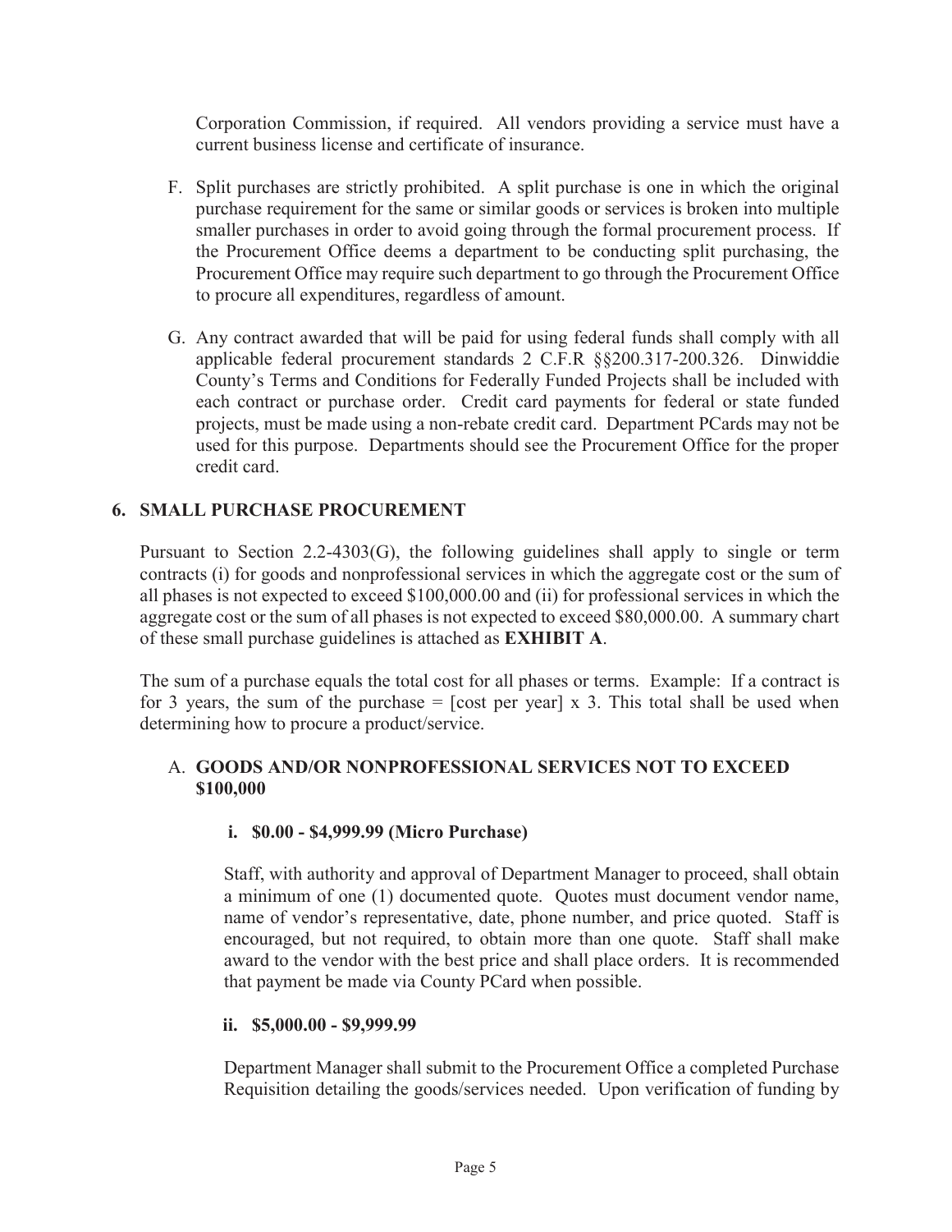Corporation Commission, if required. All vendors providing a service must have a current business license and certificate of insurance.

F. Split purchases are strictly prohibited. A split purchase is one in which the original purchase requirement for the same or similar goods or services is broken into multiple smaller purchases in order to avoid going through the formal procurement process. If the Procurement Office deems a department to be conducting split purchasing, the Procurement Office may require such department to go through the Procurement Office to procure all expenditures, regardless of amount.

G. Any contract awarded that will be paid for using federal funds shall comply with all applicable federal procurement standards 2 C.F.R §§200.317-200.326. Dinwiddie County's Terms and Conditions for Federally Funded Projects shall be included with each contract or purchase order. Credit card payments for federal or state funded projects, must be made using a non-rebate credit card. Department PCards may not be used for this purpose. Departments should see the Procurement Office for the proper credit card.

## 6. SMALL PURCHASE PROCUREMENT

Pursuant to Section 2.2-4303(G), the following guidelines shall apply to single or term contracts (i) for goods and nonprofessional services in which the aggregate cost or the sum of all phases is not expected to exceed $100,000.00 and (ii) for professional services in which the aggregate cost or the sum of all phases is not expected to exceed $80,000.00. A summary chart of these small purchase guidelines is attached as **EXHIBIT A**.

The sum of a purchase equals the total cost for all phases or terms. Example: If a contract is for 3 years, the sum of the purchase = [cost per year] x 3. This total shall be used when determining how to procure a product/service.

### A. GOODS AND/OR NONPROFESSIONAL SERVICES NOT TO EXCEED $100,000

#### i. $0.00 - $4,999.99 (Micro Purchase)

Staff, with authority and approval of Department Manager to proceed, shall obtain a minimum of one (1) documented quote. Quotes must document vendor name, name of vendor's representative, date, phone number, and price quoted. Staff is encouraged, but not required, to obtain more than one quote. Staff shall make award to the vendor with the best price and shall place orders. It is recommended that payment be made via County PCard when possible.

#### ii. $5,000.00 - $9,999.99

Department Manager shall submit to the Procurement Office a completed Purchase Requisition detailing the goods/services needed. Upon verification of funding by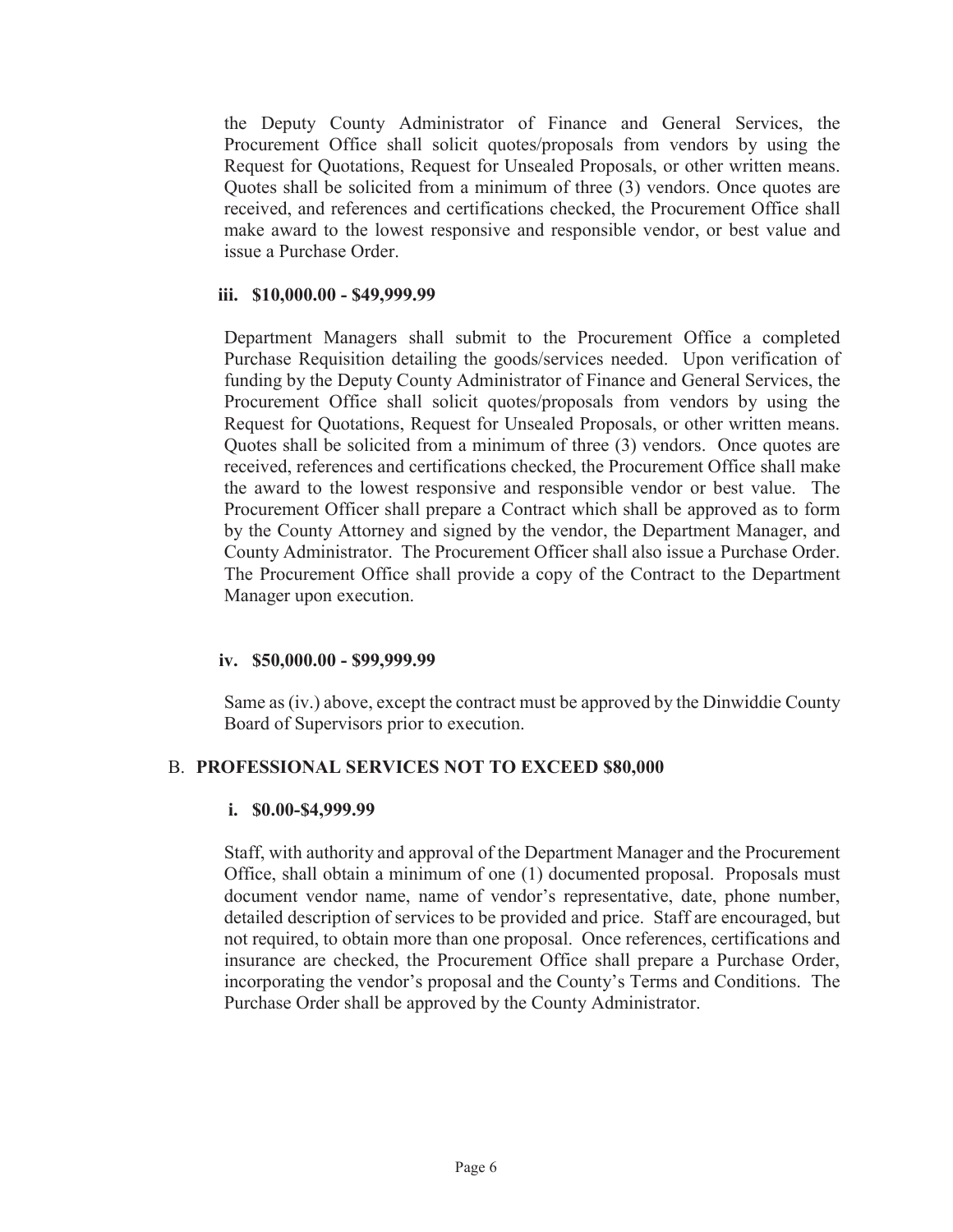the Deputy County Administrator of Finance and General Services, the Procurement Office shall solicit quotes/proposals from vendors by using the Request for Quotations, Request for Unsealed Proposals, or other written means. Quotes shall be solicited from a minimum of three (3) vendors. Once quotes are received, and references and certifications checked, the Procurement Office shall make award to the lowest responsive and responsible vendor, or best value and issue a Purchase Order.

**iii. $10,000.00 - $49,999.99**

Department Managers shall submit to the Procurement Office a completed Purchase Requisition detailing the goods/services needed. Upon verification of funding by the Deputy County Administrator of Finance and General Services, the Procurement Office shall solicit quotes/proposals from vendors by using the Request for Quotations, Request for Unsealed Proposals, or other written means. Quotes shall be solicited from a minimum of three (3) vendors. Once quotes are received, references and certifications checked, the Procurement Office shall make the award to the lowest responsive and responsible vendor or best value. The Procurement Officer shall prepare a Contract which shall be approved as to form by the County Attorney and signed by the vendor, the Department Manager, and County Administrator. The Procurement Officer shall also issue a Purchase Order. The Procurement Office shall provide a copy of the Contract to the Department Manager upon execution.

**iv. $50,000.00 - $99,999.99**

Same as (iv.) above, except the contract must be approved by the Dinwiddie County Board of Supervisors prior to execution.

B. **PROFESSIONAL SERVICES NOT TO EXCEED $80,000**

**i. $0.00-$4,999.99**

Staff, with authority and approval of the Department Manager and the Procurement Office, shall obtain a minimum of one (1) documented proposal. Proposals must document vendor name, name of vendor's representative, date, phone number, detailed description of services to be provided and price. Staff are encouraged, but not required, to obtain more than one proposal. Once references, certifications and insurance are checked, the Procurement Office shall prepare a Purchase Order, incorporating the vendor's proposal and the County's Terms and Conditions. The Purchase Order shall be approved by the County Administrator.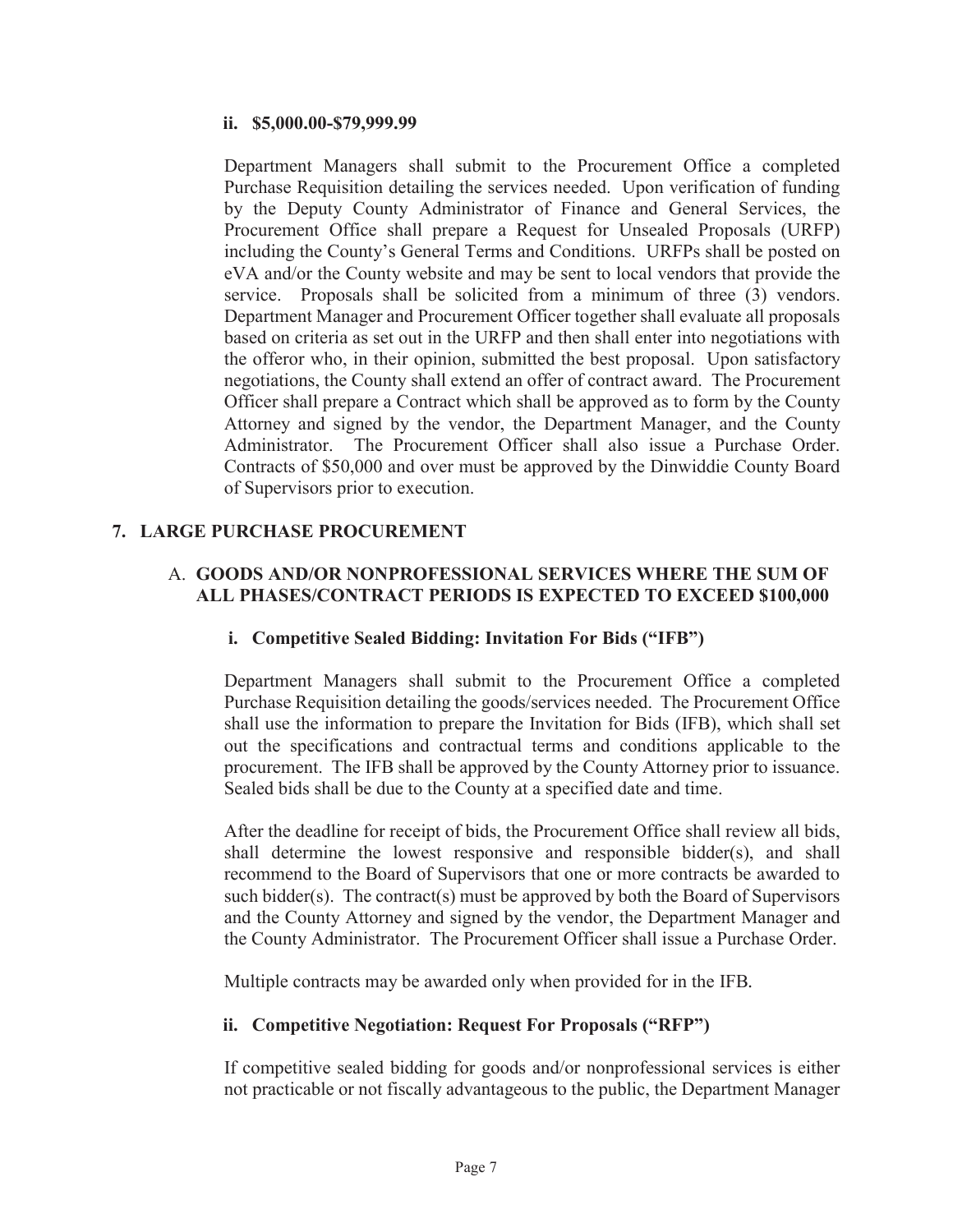**ii. $5,000.00-$79,999.99**

Department Managers shall submit to the Procurement Office a completed Purchase Requisition detailing the services needed. Upon verification of funding by the Deputy County Administrator of Finance and General Services, the Procurement Office shall prepare a Request for Unsealed Proposals (URFP) including the County's General Terms and Conditions. URFPs shall be posted on eVA and/or the County website and may be sent to local vendors that provide the service. Proposals shall be solicited from a minimum of three (3) vendors. Department Manager and Procurement Officer together shall evaluate all proposals based on criteria as set out in the URFP and then shall enter into negotiations with the offeror who, in their opinion, submitted the best proposal. Upon satisfactory negotiations, the County shall extend an offer of contract award. The Procurement Officer shall prepare a Contract which shall be approved as to form by the County Attorney and signed by the vendor, the Department Manager, and the County Administrator. The Procurement Officer shall also issue a Purchase Order. Contracts of $50,000 and over must be approved by the Dinwiddie County Board of Supervisors prior to execution.

## 7. LARGE PURCHASE PROCUREMENT

### A. GOODS AND/OR NONPROFESSIONAL SERVICES WHERE THE SUM OF ALL PHASES/CONTRACT PERIODS IS EXPECTED TO EXCEED $100,000

**i. Competitive Sealed Bidding: Invitation For Bids ("IFB")**

Department Managers shall submit to the Procurement Office a completed Purchase Requisition detailing the goods/services needed. The Procurement Office shall use the information to prepare the Invitation for Bids (IFB), which shall set out the specifications and contractual terms and conditions applicable to the procurement. The IFB shall be approved by the County Attorney prior to issuance. Sealed bids shall be due to the County at a specified date and time.

After the deadline for receipt of bids, the Procurement Office shall review all bids, shall determine the lowest responsive and responsible bidder(s), and shall recommend to the Board of Supervisors that one or more contracts be awarded to such bidder(s). The contract(s) must be approved by both the Board of Supervisors and the County Attorney and signed by the vendor, the Department Manager and the County Administrator. The Procurement Officer shall issue a Purchase Order.

Multiple contracts may be awarded only when provided for in the IFB.

**ii. Competitive Negotiation: Request For Proposals ("RFP")**

If competitive sealed bidding for goods and/or nonprofessional services is either not practicable or not fiscally advantageous to the public, the Department Manager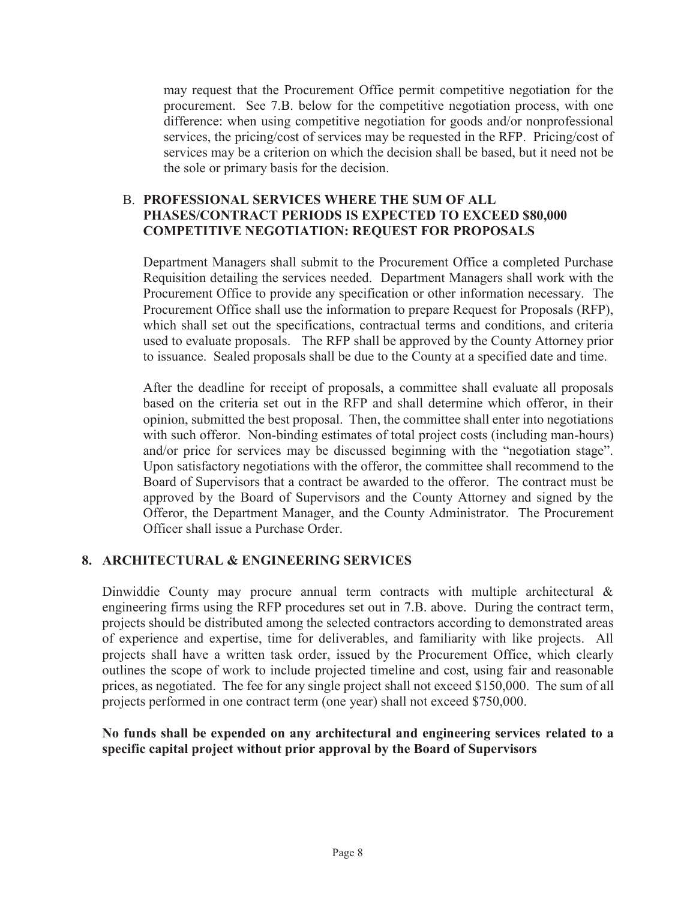may request that the Procurement Office permit competitive negotiation for the procurement. See 7.B. below for the competitive negotiation process, with one difference: when using competitive negotiation for goods and/or nonprofessional services, the pricing/cost of services may be requested in the RFP. Pricing/cost of services may be a criterion on which the decision shall be based, but it need not be the sole or primary basis for the decision.

### B. PROFESSIONAL SERVICES WHERE THE SUM OF ALL PHASES/CONTRACT PERIODS IS EXPECTED TO EXCEED $80,000 COMPETITIVE NEGOTIATION: REQUEST FOR PROPOSALS

Department Managers shall submit to the Procurement Office a completed Purchase Requisition detailing the services needed. Department Managers shall work with the Procurement Office to provide any specification or other information necessary. The Procurement Office shall use the information to prepare Request for Proposals (RFP), which shall set out the specifications, contractual terms and conditions, and criteria used to evaluate proposals. The RFP shall be approved by the County Attorney prior to issuance. Sealed proposals shall be due to the County at a specified date and time.

After the deadline for receipt of proposals, a committee shall evaluate all proposals based on the criteria set out in the RFP and shall determine which offeror, in their opinion, submitted the best proposal. Then, the committee shall enter into negotiations with such offeror. Non-binding estimates of total project costs (including man-hours) and/or price for services may be discussed beginning with the "negotiation stage". Upon satisfactory negotiations with the offeror, the committee shall recommend to the Board of Supervisors that a contract be awarded to the offeror. The contract must be approved by the Board of Supervisors and the County Attorney and signed by the Offeror, the Department Manager, and the County Administrator. The Procurement Officer shall issue a Purchase Order.

## 8. ARCHITECTURAL & ENGINEERING SERVICES

Dinwiddie County may procure annual term contracts with multiple architectural & engineering firms using the RFP procedures set out in 7.B. above. During the contract term, projects should be distributed among the selected contractors according to demonstrated areas of experience and expertise, time for deliverables, and familiarity with like projects. All projects shall have a written task order, issued by the Procurement Office, which clearly outlines the scope of work to include projected timeline and cost, using fair and reasonable prices, as negotiated. The fee for any single project shall not exceed $150,000. The sum of all projects performed in one contract term (one year) shall not exceed $750,000.

**No funds shall be expended on any architectural and engineering services related to a specific capital project without prior approval by the Board of Supervisors**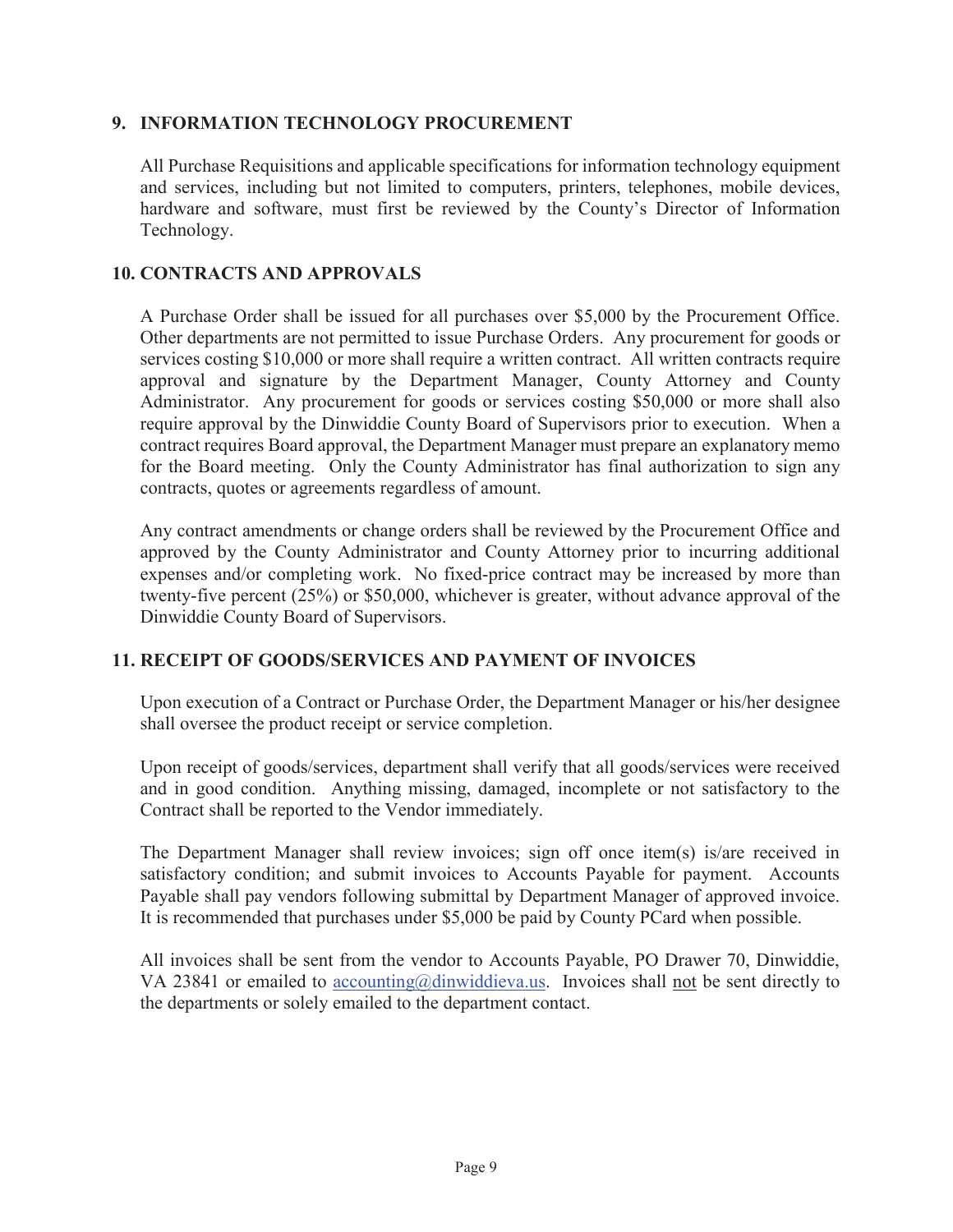## 9. INFORMATION TECHNOLOGY PROCUREMENT

All Purchase Requisitions and applicable specifications for information technology equipment and services, including but not limited to computers, printers, telephones, mobile devices, hardware and software, must first be reviewed by the County's Director of Information Technology.

## 10. CONTRACTS AND APPROVALS

A Purchase Order shall be issued for all purchases over $5,000 by the Procurement Office. Other departments are not permitted to issue Purchase Orders. Any procurement for goods or services costing $10,000 or more shall require a written contract. All written contracts require approval and signature by the Department Manager, County Attorney and County Administrator. Any procurement for goods or services costing $50,000 or more shall also require approval by the Dinwiddie County Board of Supervisors prior to execution. When a contract requires Board approval, the Department Manager must prepare an explanatory memo for the Board meeting. Only the County Administrator has final authorization to sign any contracts, quotes or agreements regardless of amount.

Any contract amendments or change orders shall be reviewed by the Procurement Office and approved by the County Administrator and County Attorney prior to incurring additional expenses and/or completing work. No fixed-price contract may be increased by more than twenty-five percent (25%) or $50,000, whichever is greater, without advance approval of the Dinwiddie County Board of Supervisors.

## 11. RECEIPT OF GOODS/SERVICES AND PAYMENT OF INVOICES

Upon execution of a Contract or Purchase Order, the Department Manager or his/her designee shall oversee the product receipt or service completion.

Upon receipt of goods/services, department shall verify that all goods/services were received and in good condition. Anything missing, damaged, incomplete or not satisfactory to the Contract shall be reported to the Vendor immediately.

The Department Manager shall review invoices; sign off once item(s) is/are received in satisfactory condition; and submit invoices to Accounts Payable for payment. Accounts Payable shall pay vendors following submittal by Department Manager of approved invoice. It is recommended that purchases under $5,000 be paid by County PCard when possible.

All invoices shall be sent from the vendor to Accounts Payable, PO Drawer 70, Dinwiddie, VA 23841 or emailed to accounting@dinwiddieva.us. Invoices shall not be sent directly to the departments or solely emailed to the department contact.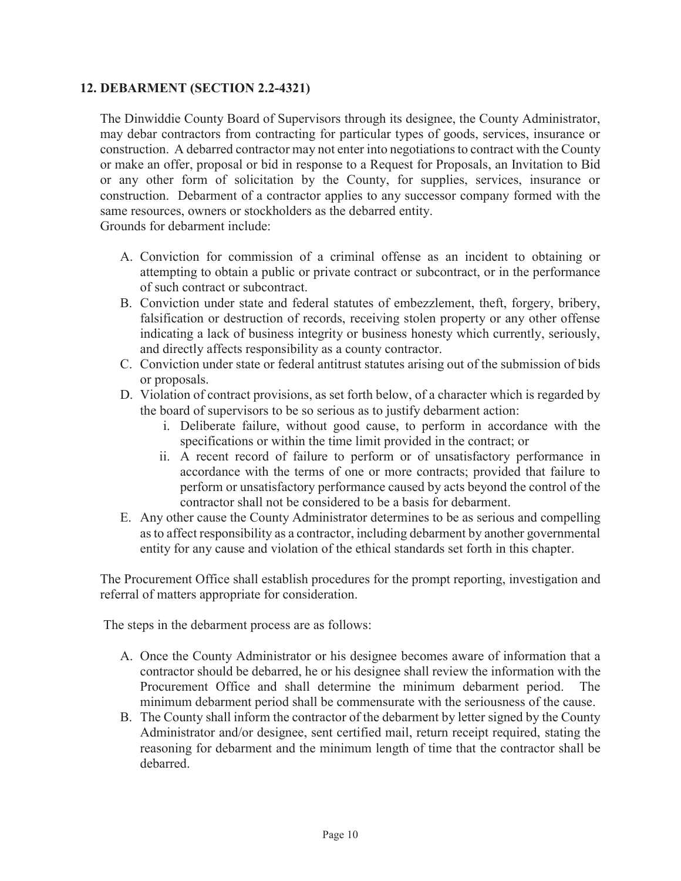## 12. DEBARMENT (SECTION 2.2-4321)

The Dinwiddie County Board of Supervisors through its designee, the County Administrator, may debar contractors from contracting for particular types of goods, services, insurance or construction. A debarred contractor may not enter into negotiations to contract with the County or make an offer, proposal or bid in response to a Request for Proposals, an Invitation to Bid or any other form of solicitation by the County, for supplies, services, insurance or construction. Debarment of a contractor applies to any successor company formed with the same resources, owners or stockholders as the debarred entity.
Grounds for debarment include:

A. Conviction for commission of a criminal offense as an incident to obtaining or attempting to obtain a public or private contract or subcontract, or in the performance of such contract or subcontract.
B. Conviction under state and federal statutes of embezzlement, theft, forgery, bribery, falsification or destruction of records, receiving stolen property or any other offense indicating a lack of business integrity or business honesty which currently, seriously, and directly affects responsibility as a county contractor.
C. Conviction under state or federal antitrust statutes arising out of the submission of bids or proposals.
D. Violation of contract provisions, as set forth below, of a character which is regarded by the board of supervisors to be so serious as to justify debarment action:
    i. Deliberate failure, without good cause, to perform in accordance with the specifications or within the time limit provided in the contract; or
    ii. A recent record of failure to perform or of unsatisfactory performance in accordance with the terms of one or more contracts; provided that failure to perform or unsatisfactory performance caused by acts beyond the control of the contractor shall not be considered to be a basis for debarment.
E. Any other cause the County Administrator determines to be as serious and compelling as to affect responsibility as a contractor, including debarment by another governmental entity for any cause and violation of the ethical standards set forth in this chapter.

The Procurement Office shall establish procedures for the prompt reporting, investigation and referral of matters appropriate for consideration.

The steps in the debarment process are as follows:

A. Once the County Administrator or his designee becomes aware of information that a contractor should be debarred, he or his designee shall review the information with the Procurement Office and shall determine the minimum debarment period. The minimum debarment period shall be commensurate with the seriousness of the cause.
B. The County shall inform the contractor of the debarment by letter signed by the County Administrator and/or designee, sent certified mail, return receipt required, stating the reasoning for debarment and the minimum length of time that the contractor shall be debarred.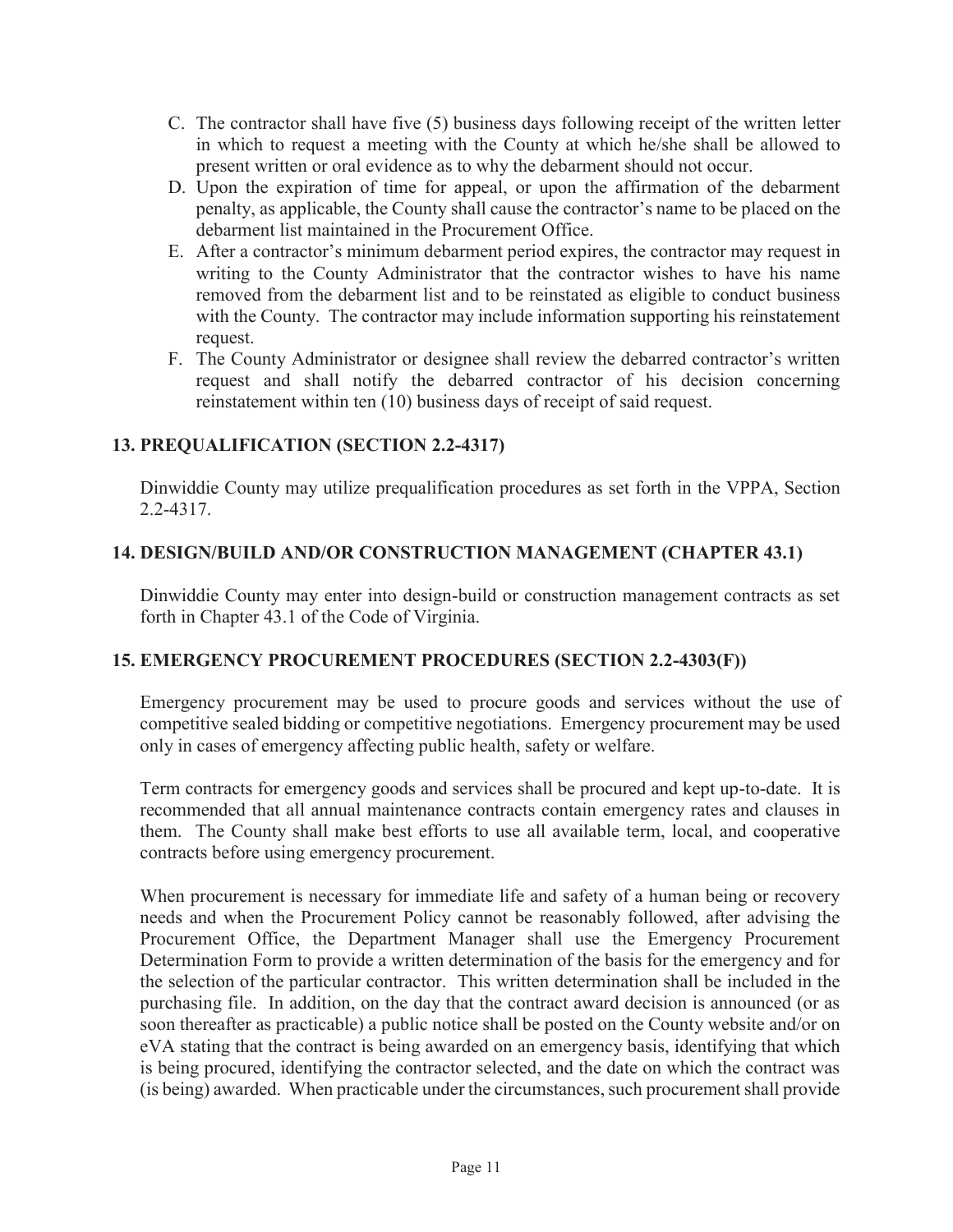C. The contractor shall have five (5) business days following receipt of the written letter in which to request a meeting with the County at which he/she shall be allowed to present written or oral evidence as to why the debarment should not occur.

D. Upon the expiration of time for appeal, or upon the affirmation of the debarment penalty, as applicable, the County shall cause the contractor's name to be placed on the debarment list maintained in the Procurement Office.

E. After a contractor's minimum debarment period expires, the contractor may request in writing to the County Administrator that the contractor wishes to have his name removed from the debarment list and to be reinstated as eligible to conduct business with the County. The contractor may include information supporting his reinstatement request.

F. The County Administrator or designee shall review the debarred contractor's written request and shall notify the debarred contractor of his decision concerning reinstatement within ten (10) business days of receipt of said request.

## 13. PREQUALIFICATION (SECTION 2.2-4317)

Dinwiddie County may utilize prequalification procedures as set forth in the VPPA, Section 2.2-4317.

## 14. DESIGN/BUILD AND/OR CONSTRUCTION MANAGEMENT (CHAPTER 43.1)

Dinwiddie County may enter into design-build or construction management contracts as set forth in Chapter 43.1 of the Code of Virginia.

## 15. EMERGENCY PROCUREMENT PROCEDURES (SECTION 2.2-4303(F))

Emergency procurement may be used to procure goods and services without the use of competitive sealed bidding or competitive negotiations. Emergency procurement may be used only in cases of emergency affecting public health, safety or welfare.

Term contracts for emergency goods and services shall be procured and kept up-to-date. It is recommended that all annual maintenance contracts contain emergency rates and clauses in them. The County shall make best efforts to use all available term, local, and cooperative contracts before using emergency procurement.

When procurement is necessary for immediate life and safety of a human being or recovery needs and when the Procurement Policy cannot be reasonably followed, after advising the Procurement Office, the Department Manager shall use the Emergency Procurement Determination Form to provide a written determination of the basis for the emergency and for the selection of the particular contractor. This written determination shall be included in the purchasing file. In addition, on the day that the contract award decision is announced (or as soon thereafter as practicable) a public notice shall be posted on the County website and/or on eVA stating that the contract is being awarded on an emergency basis, identifying that which is being procured, identifying the contractor selected, and the date on which the contract was (is being) awarded. When practicable under the circumstances, such procurement shall provide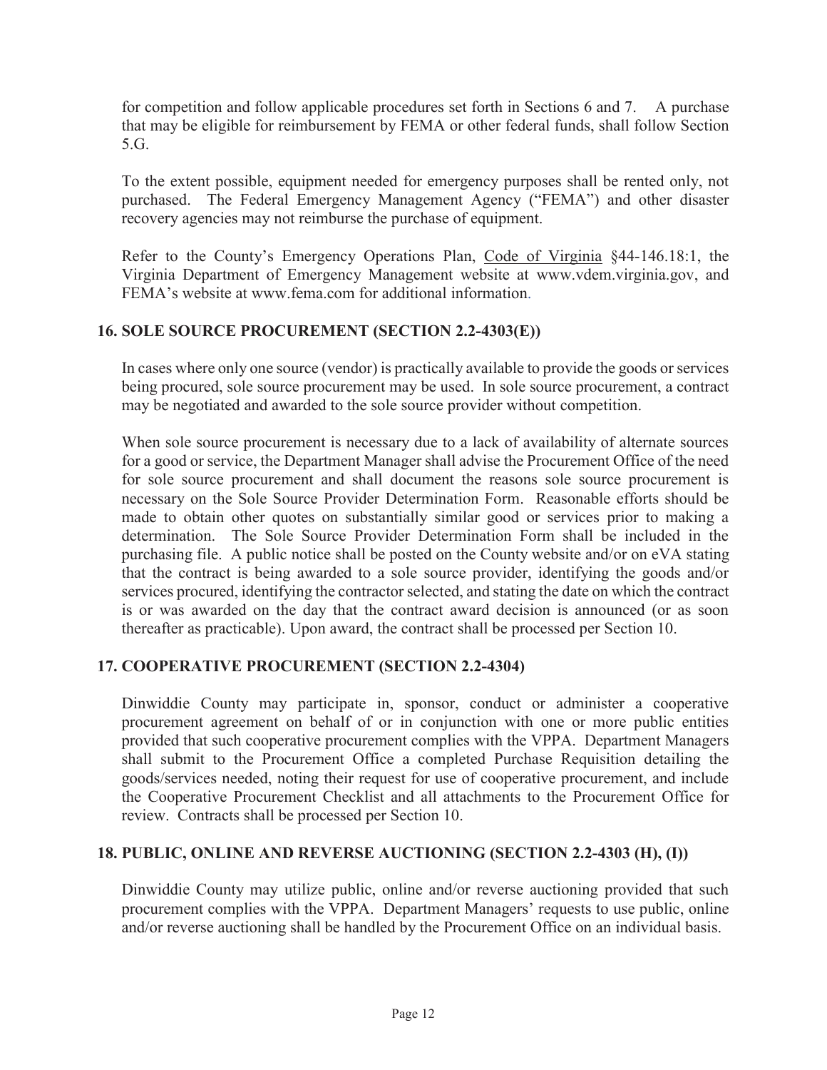for competition and follow applicable procedures set forth in Sections 6 and 7. A purchase that may be eligible for reimbursement by FEMA or other federal funds, shall follow Section 5.G.

To the extent possible, equipment needed for emergency purposes shall be rented only, not purchased. The Federal Emergency Management Agency ("FEMA") and other disaster recovery agencies may not reimburse the purchase of equipment.

Refer to the County's Emergency Operations Plan, Code of Virginia §44-146.18:1, the Virginia Department of Emergency Management website at www.vdem.virginia.gov, and FEMA's website at www.fema.com for additional information.

## 16. SOLE SOURCE PROCUREMENT (SECTION 2.2-4303(E))

In cases where only one source (vendor) is practically available to provide the goods or services being procured, sole source procurement may be used. In sole source procurement, a contract may be negotiated and awarded to the sole source provider without competition.

When sole source procurement is necessary due to a lack of availability of alternate sources for a good or service, the Department Manager shall advise the Procurement Office of the need for sole source procurement and shall document the reasons sole source procurement is necessary on the Sole Source Provider Determination Form. Reasonable efforts should be made to obtain other quotes on substantially similar good or services prior to making a determination. The Sole Source Provider Determination Form shall be included in the purchasing file. A public notice shall be posted on the County website and/or on eVA stating that the contract is being awarded to a sole source provider, identifying the goods and/or services procured, identifying the contractor selected, and stating the date on which the contract is or was awarded on the day that the contract award decision is announced (or as soon thereafter as practicable). Upon award, the contract shall be processed per Section 10.

## 17. COOPERATIVE PROCUREMENT (SECTION 2.2-4304)

Dinwiddie County may participate in, sponsor, conduct or administer a cooperative procurement agreement on behalf of or in conjunction with one or more public entities provided that such cooperative procurement complies with the VPPA. Department Managers shall submit to the Procurement Office a completed Purchase Requisition detailing the goods/services needed, noting their request for use of cooperative procurement, and include the Cooperative Procurement Checklist and all attachments to the Procurement Office for review. Contracts shall be processed per Section 10.

## 18. PUBLIC, ONLINE AND REVERSE AUCTIONING (SECTION 2.2-4303 (H), (I))

Dinwiddie County may utilize public, online and/or reverse auctioning provided that such procurement complies with the VPPA. Department Managers' requests to use public, online and/or reverse auctioning shall be handled by the Procurement Office on an individual basis.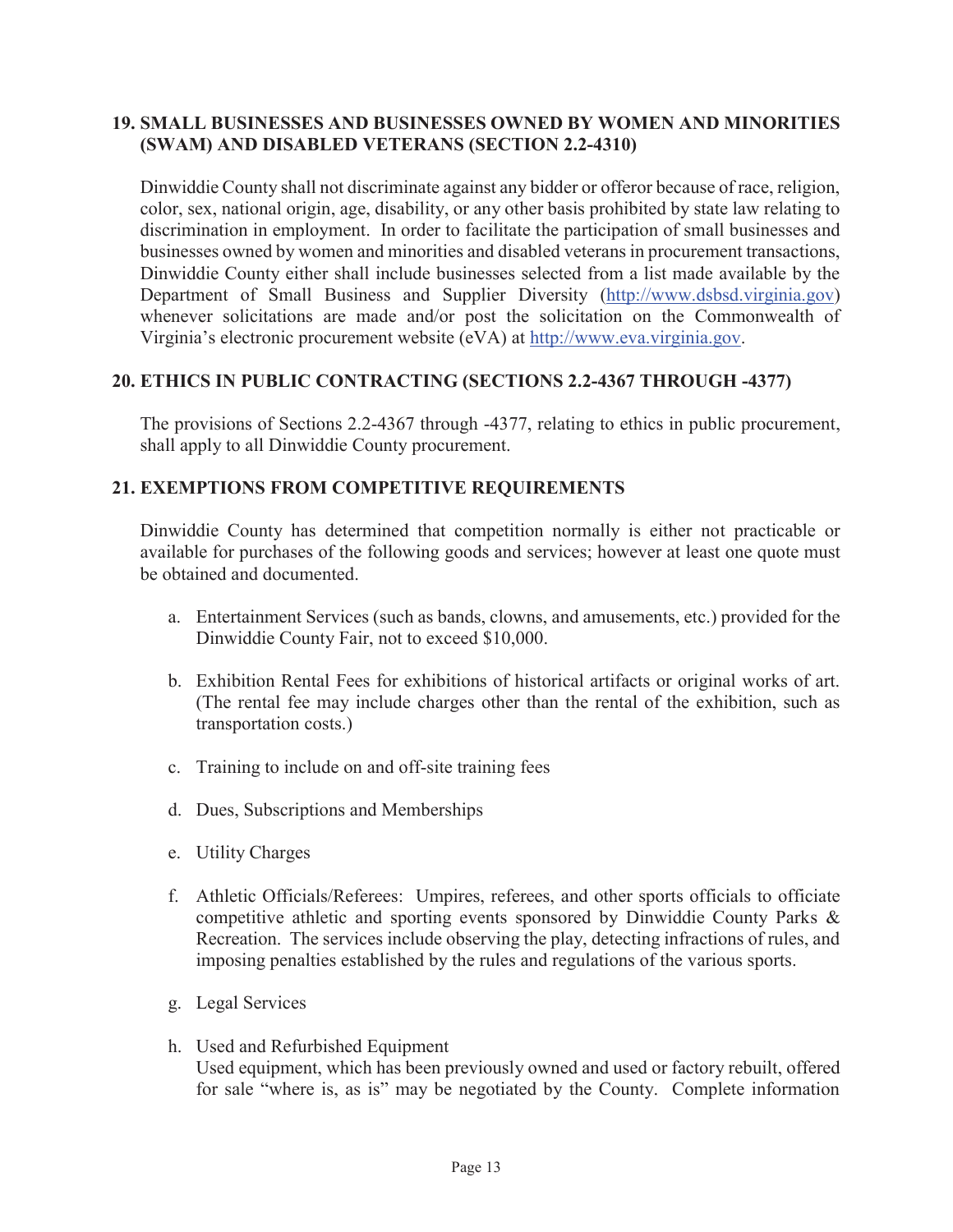## 19. SMALL BUSINESSES AND BUSINESSES OWNED BY WOMEN AND MINORITIES (SWAM) AND DISABLED VETERANS (SECTION 2.2-4310)

Dinwiddie County shall not discriminate against any bidder or offeror because of race, religion, color, sex, national origin, age, disability, or any other basis prohibited by state law relating to discrimination in employment. In order to facilitate the participation of small businesses and businesses owned by women and minorities and disabled veterans in procurement transactions, Dinwiddie County either shall include businesses selected from a list made available by the Department of Small Business and Supplier Diversity (http://www.dsbsd.virginia.gov) whenever solicitations are made and/or post the solicitation on the Commonwealth of Virginia's electronic procurement website (eVA) at http://www.eva.virginia.gov.

## 20. ETHICS IN PUBLIC CONTRACTING (SECTIONS 2.2-4367 THROUGH -4377)

The provisions of Sections 2.2-4367 through -4377, relating to ethics in public procurement, shall apply to all Dinwiddie County procurement.

## 21. EXEMPTIONS FROM COMPETITIVE REQUIREMENTS

Dinwiddie County has determined that competition normally is either not practicable or available for purchases of the following goods and services; however at least one quote must be obtained and documented.

a. Entertainment Services (such as bands, clowns, and amusements, etc.) provided for the Dinwiddie County Fair, not to exceed $10,000.

b. Exhibition Rental Fees for exhibitions of historical artifacts or original works of art. (The rental fee may include charges other than the rental of the exhibition, such as transportation costs.)

c. Training to include on and off-site training fees

d. Dues, Subscriptions and Memberships

e. Utility Charges

f. Athletic Officials/Referees: Umpires, referees, and other sports officials to officiate competitive athletic and sporting events sponsored by Dinwiddie County Parks & Recreation. The services include observing the play, detecting infractions of rules, and imposing penalties established by the rules and regulations of the various sports.

g. Legal Services

h. Used and Refurbished Equipment
Used equipment, which has been previously owned and used or factory rebuilt, offered for sale "where is, as is" may be negotiated by the County. Complete information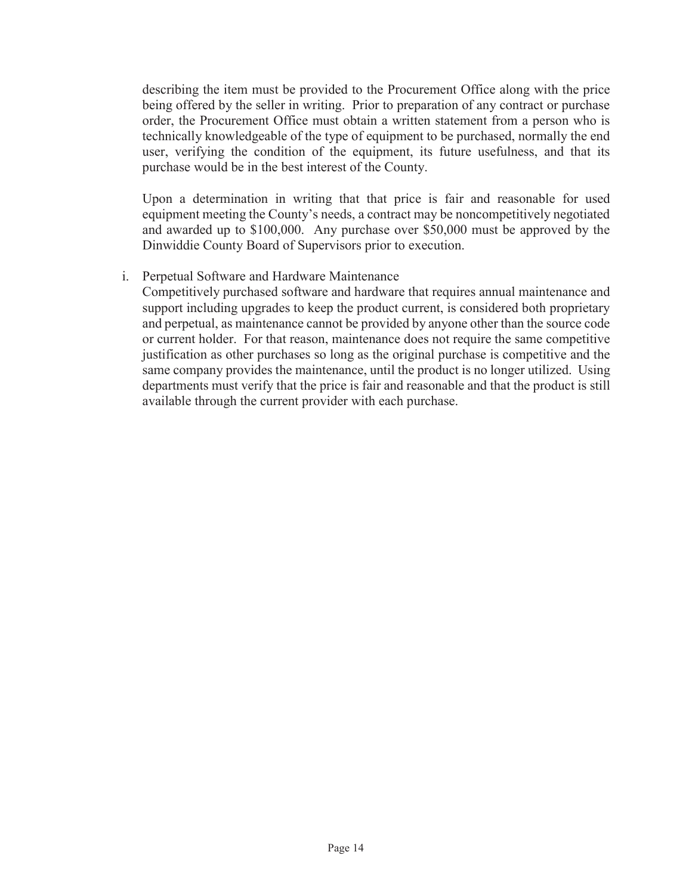describing the item must be provided to the Procurement Office along with the price being offered by the seller in writing. Prior to preparation of any contract or purchase order, the Procurement Office must obtain a written statement from a person who is technically knowledgeable of the type of equipment to be purchased, normally the end user, verifying the condition of the equipment, its future usefulness, and that its purchase would be in the best interest of the County.

Upon a determination in writing that that price is fair and reasonable for used equipment meeting the County's needs, a contract may be noncompetitively negotiated and awarded up to $100,000. Any purchase over $50,000 must be approved by the Dinwiddie County Board of Supervisors prior to execution.

i. Perpetual Software and Hardware Maintenance

Competitively purchased software and hardware that requires annual maintenance and support including upgrades to keep the product current, is considered both proprietary and perpetual, as maintenance cannot be provided by anyone other than the source code or current holder. For that reason, maintenance does not require the same competitive justification as other purchases so long as the original purchase is competitive and the same company provides the maintenance, until the product is no longer utilized. Using departments must verify that the price is fair and reasonable and that the product is still available through the current provider with each purchase.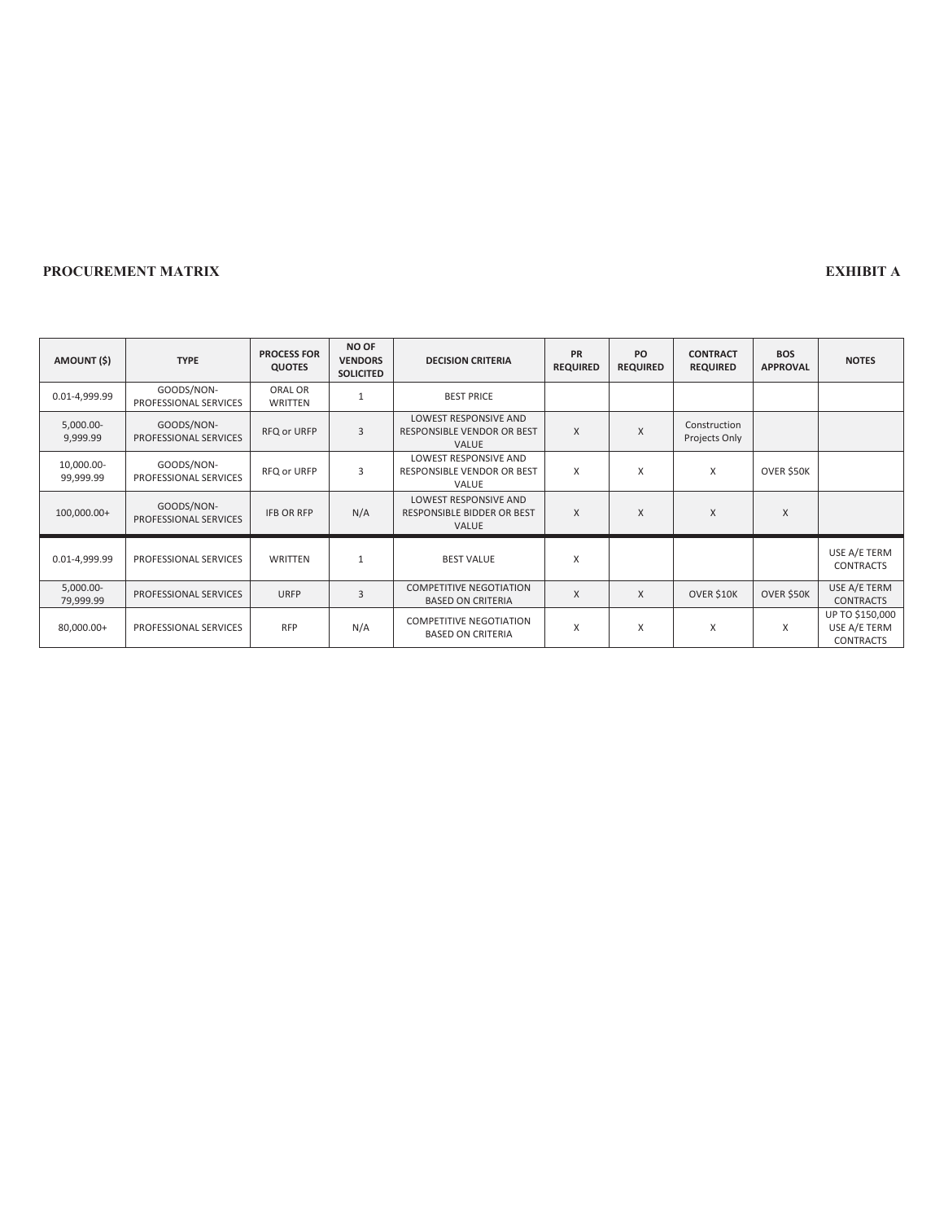**PROCUREMENT MATRIX** **EXHIBIT A**

| AMOUNT ($) | TYPE | PROCESS FOR QUOTES | NO OF VENDORS SOLICITED | DECISION CRITERIA | PR REQUIRED | PO REQUIRED | CONTRACT REQUIRED | BOS APPROVAL | NOTES |
|---|---|---|---|---|---|---|---|---|---|
| 0.01-4,999.99 | GOODS/NON-PROFESSIONAL SERVICES | ORAL OR WRITTEN | 1 | BEST PRICE | | | | | |
| 5,000.00-9,999.99 | GOODS/NON-PROFESSIONAL SERVICES | RFQ or URFP | 3 | LOWEST RESPONSIVE AND RESPONSIBLE VENDOR OR BEST VALUE | X | X | Construction Projects Only | | |
| 10,000.00-99,999.99 | GOODS/NON-PROFESSIONAL SERVICES | RFQ or URFP | 3 | LOWEST RESPONSIVE AND RESPONSIBLE VENDOR OR BEST VALUE | X | X | X | OVER $50K | |
| 100,000.00+ | GOODS/NON-PROFESSIONAL SERVICES | IFB OR RFP | N/A | LOWEST RESPONSIVE AND RESPONSIBLE BIDDER OR BEST VALUE | X | X | X | X | |
| 0.01-4,999.99 | PROFESSIONAL SERVICES | WRITTEN | 1 | BEST VALUE | X | | | | USE A/E TERM CONTRACTS |
| 5,000.00-79,999.99 | PROFESSIONAL SERVICES | URFP | 3 | COMPETITIVE NEGOTIATION BASED ON CRITERIA | X | X | OVER $10K | OVER $50K | USE A/E TERM CONTRACTS |
| 80,000.00+ | PROFESSIONAL SERVICES | RFP | N/A | COMPETITIVE NEGOTIATION BASED ON CRITERIA | X | X | X | X | UP TO $150,000 USE A/E TERM CONTRACTS |